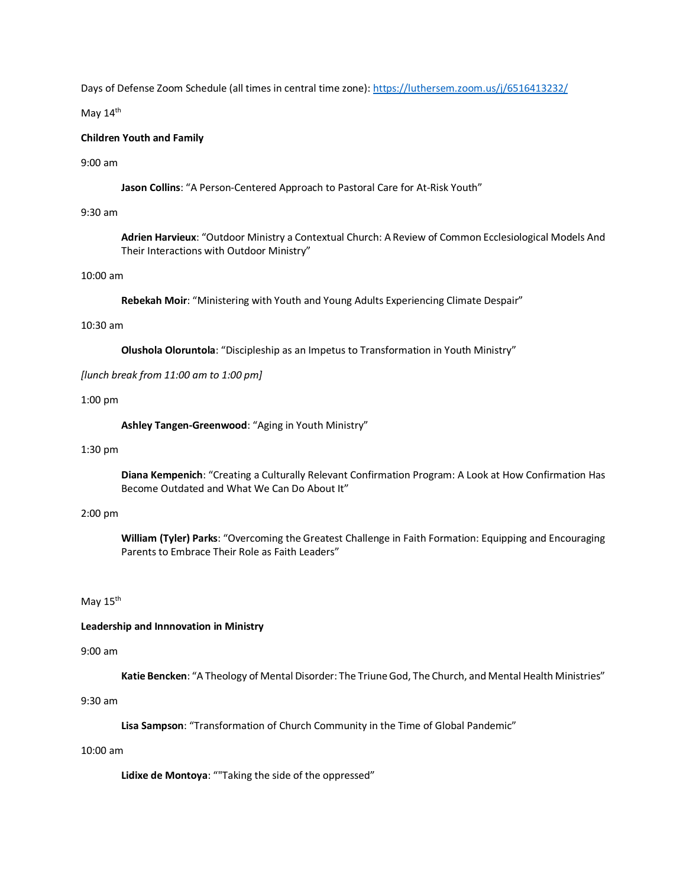Days of Defense Zoom Schedule (all times in central time zone): https://luthersem.zoom.us/j/6516413232/

May 14th

**Children Youth and Family**

9:00 am

**Jason Collins**: "A Person-Centered Approach to Pastoral Care for At-Risk Youth"

9:30 am

**Adrien Harvieux**: "Outdoor Ministry a Contextual Church: A Review of Common Ecclesiological Models And Their Interactions with Outdoor Ministry"

10:00 am

**Rebekah Moir**: "Ministering with Youth and Young Adults Experiencing Climate Despair"

10:30 am

**Olushola Oloruntola**: "Discipleship as an Impetus to Transformation in Youth Ministry"

*[lunch break from 11:00 am to 1:00 pm]*

1:00 pm

**Ashley Tangen-Greenwood**: "Aging in Youth Ministry"

1:30 pm

**Diana Kempenich**: "Creating a Culturally Relevant Confirmation Program: A Look at How Confirmation Has Become Outdated and What We Can Do About It"

2:00 pm

**William (Tyler) Parks**: "Overcoming the Greatest Challenge in Faith Formation: Equipping and Encouraging Parents to Embrace Their Role as Faith Leaders"

May 15th

**Leadership and Innnovation in Ministry**

9:00 am

**Katie Bencken**: "A Theology of Mental Disorder: The Triune God, The Church, and Mental Health Ministries"

9:30 am

**Lisa Sampson**: "Transformation of Church Community in the Time of Global Pandemic"

10:00 am

**Lidixe de Montoya**: ""Taking the side of the oppressed"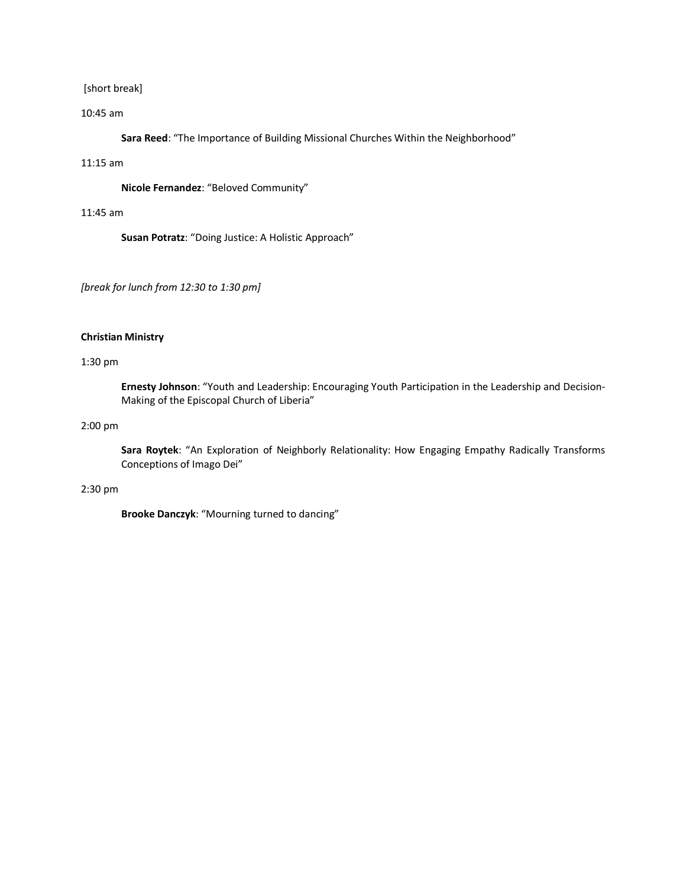[short break]

10:45 am

**Sara Reed**: "The Importance of Building Missional Churches Within the Neighborhood"

11:15 am

**Nicole Fernandez**: "Beloved Community"

11:45 am

**Susan Potratz**: "Doing Justice: A Holistic Approach"

*[break for lunch from 12:30 to 1:30 pm]*

**Christian Ministry**

1:30 pm

**Ernesty Johnson**: "Youth and Leadership: Encouraging Youth Participation in the Leadership and Decision-Making of the Episcopal Church of Liberia"

2:00 pm

**Sara Roytek**: "An Exploration of Neighborly Relationality: How Engaging Empathy Radically Transforms Conceptions of Imago Dei"

2:30 pm

**Brooke Danczyk**: "Mourning turned to dancing"